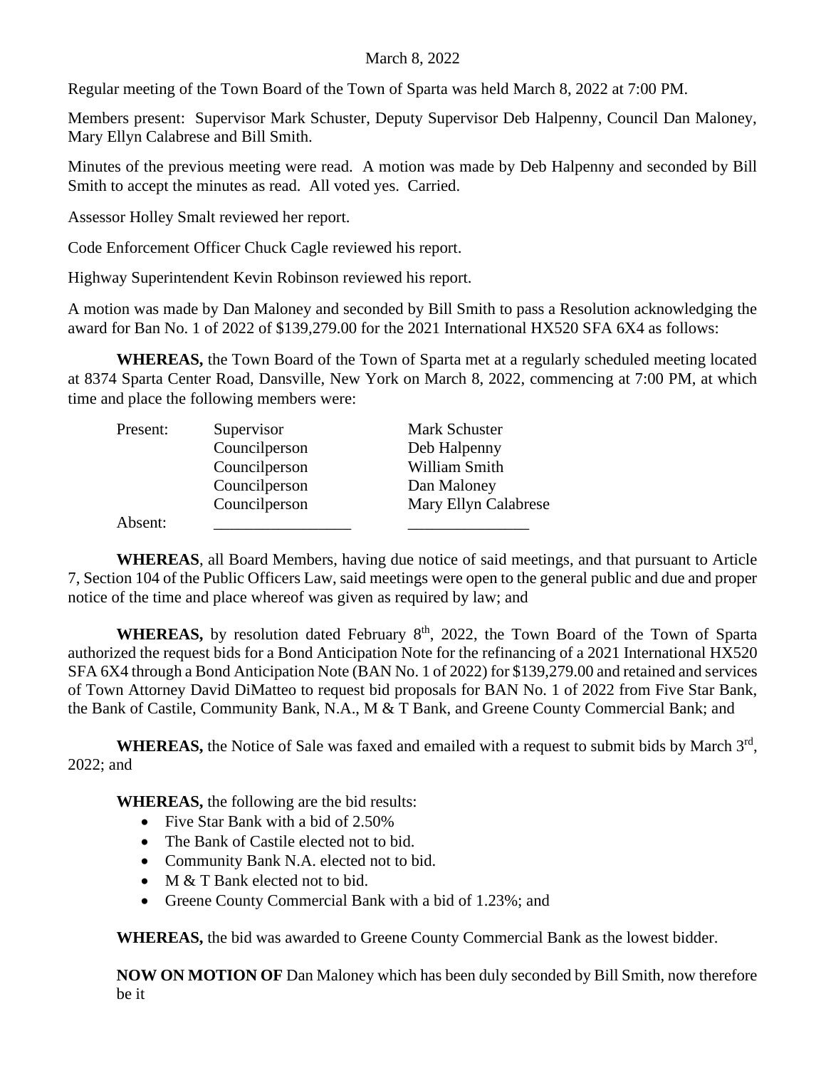March 8, 2022

Regular meeting of the Town Board of the Town of Sparta was held March 8, 2022 at 7:00 PM.

Members present: Supervisor Mark Schuster, Deputy Supervisor Deb Halpenny, Council Dan Maloney, Mary Ellyn Calabrese and Bill Smith.

Minutes of the previous meeting were read. A motion was made by Deb Halpenny and seconded by Bill Smith to accept the minutes as read. All voted yes. Carried.

Assessor Holley Smalt reviewed her report.

Code Enforcement Officer Chuck Cagle reviewed his report.

Highway Superintendent Kevin Robinson reviewed his report.

A motion was made by Dan Maloney and seconded by Bill Smith to pass a Resolution acknowledging the award for Ban No. 1 of 2022 of $139,279.00 for the 2021 International HX520 SFA 6X4 as follows:

**WHEREAS,** the Town Board of the Town of Sparta met at a regularly scheduled meeting located at 8374 Sparta Center Road, Dansville, New York on March 8, 2022, commencing at 7:00 PM, at which time and place the following members were:

| | | |
|---|---|---|
| Present: | Supervisor | Mark Schuster |
| | Councilperson | Deb Halpenny |
| | Councilperson | William Smith |
| | Councilperson | Dan Maloney |
| | Councilperson | Mary Ellyn Calabrese |
| Absent: | _________________ | _______________ |

**WHEREAS**, all Board Members, having due notice of said meetings, and that pursuant to Article 7, Section 104 of the Public Officers Law, said meetings were open to the general public and due and proper notice of the time and place whereof was given as required by law; and

**WHEREAS,** by resolution dated February 8th, 2022, the Town Board of the Town of Sparta authorized the request bids for a Bond Anticipation Note for the refinancing of a 2021 International HX520 SFA 6X4 through a Bond Anticipation Note (BAN No. 1 of 2022) for $139,279.00 and retained and services of Town Attorney David DiMatteo to request bid proposals for BAN No. 1 of 2022 from Five Star Bank, the Bank of Castile, Community Bank, N.A., M & T Bank, and Greene County Commercial Bank; and

**WHEREAS,** the Notice of Sale was faxed and emailed with a request to submit bids by March 3rd, 2022; and

**WHEREAS,** the following are the bid results:

- Five Star Bank with a bid of 2.50%
- The Bank of Castile elected not to bid.
- Community Bank N.A. elected not to bid.
- M & T Bank elected not to bid.
- Greene County Commercial Bank with a bid of 1.23%; and

**WHEREAS,** the bid was awarded to Greene County Commercial Bank as the lowest bidder.

**NOW ON MOTION OF** Dan Maloney which has been duly seconded by Bill Smith, now therefore be it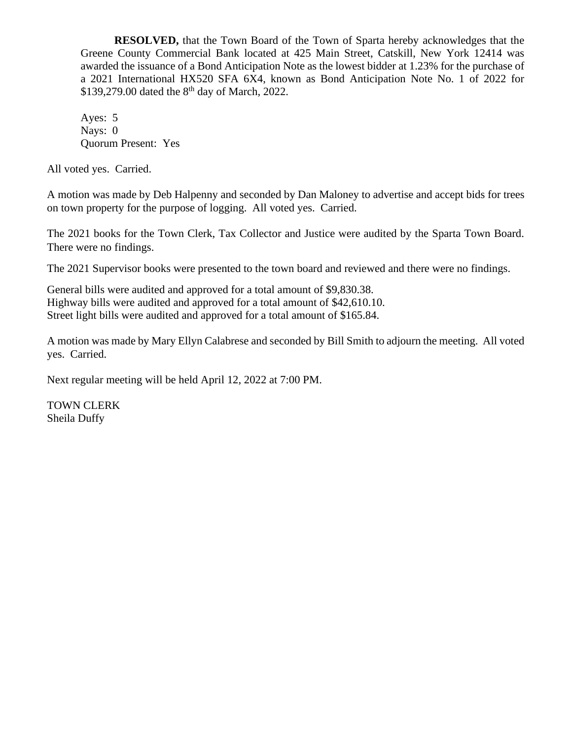**RESOLVED,** that the Town Board of the Town of Sparta hereby acknowledges that the Greene County Commercial Bank located at 425 Main Street, Catskill, New York 12414 was awarded the issuance of a Bond Anticipation Note as the lowest bidder at 1.23% for the purchase of a 2021 International HX520 SFA 6X4, known as Bond Anticipation Note No. 1 of 2022 for $139,279.00 dated the 8th day of March, 2022.

Ayes: 5
Nays: 0
Quorum Present: Yes

All voted yes. Carried.

A motion was made by Deb Halpenny and seconded by Dan Maloney to advertise and accept bids for trees on town property for the purpose of logging. All voted yes. Carried.

The 2021 books for the Town Clerk, Tax Collector and Justice were audited by the Sparta Town Board. There were no findings.

The 2021 Supervisor books were presented to the town board and reviewed and there were no findings.

General bills were audited and approved for a total amount of $9,830.38.
Highway bills were audited and approved for a total amount of $42,610.10.
Street light bills were audited and approved for a total amount of $165.84.

A motion was made by Mary Ellyn Calabrese and seconded by Bill Smith to adjourn the meeting. All voted yes. Carried.

Next regular meeting will be held April 12, 2022 at 7:00 PM.

TOWN CLERK
Sheila Duffy